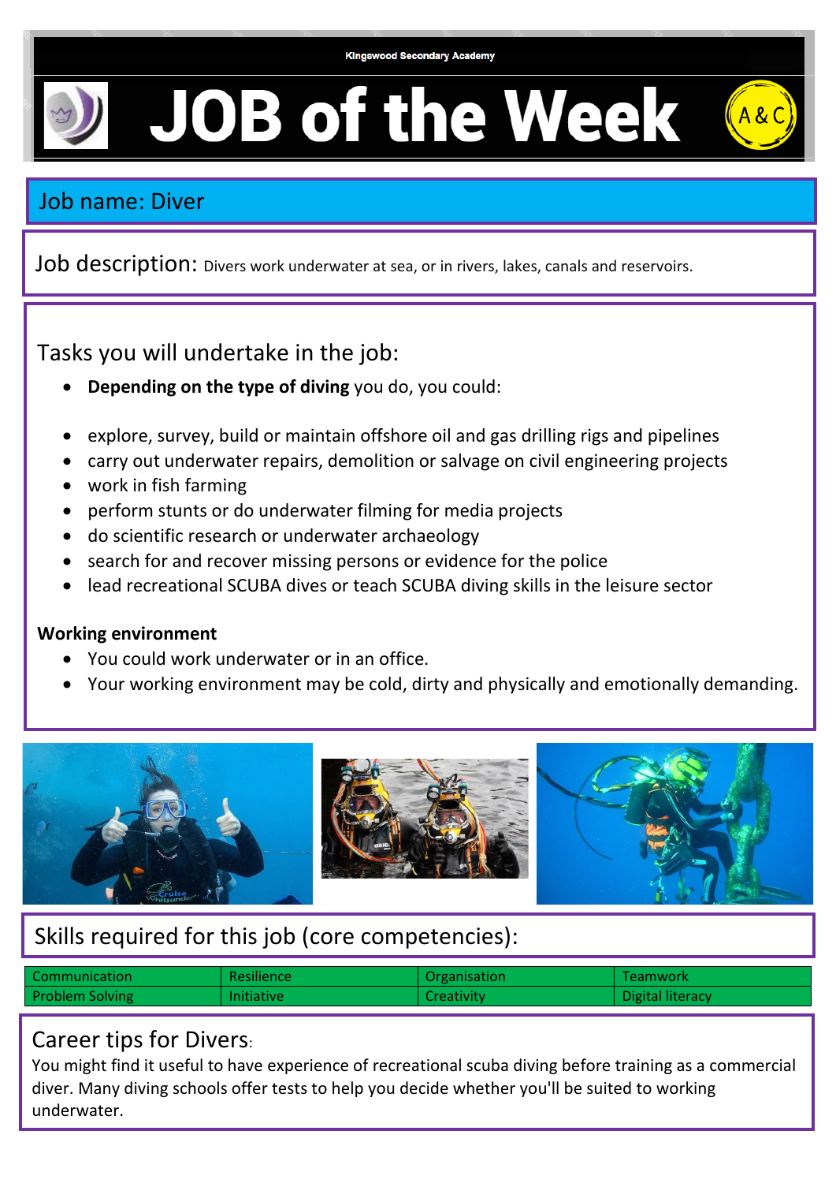Kingswood Secondary Academy

# JOB of the Week

A&C

## Job name: Diver

**Job description:** Divers work underwater at sea, or in rivers, lakes, canals and reservoirs.

### Tasks you will undertake in the job:

- **Depending on the type of diving** you do, you could:

- explore, survey, build or maintain offshore oil and gas drilling rigs and pipelines
- carry out underwater repairs, demolition or salvage on civil engineering projects
- work in fish farming
- perform stunts or do underwater filming for media projects
- do scientific research or underwater archaeology
- search for and recover missing persons or evidence for the police
- lead recreational SCUBA dives or teach SCUBA diving skills in the leisure sector

**Working environment**

- You could work underwater or in an office.
- Your working environment may be cold, dirty and physically and emotionally demanding.

### Skills required for this job (core competencies):

| Communication | Resilience | Organisation | Teamwork |
|---|---|---|---|
| Problem Solving | Initiative | Creativity | Digital literacy |

### Career tips for Divers:

You might find it useful to have experience of recreational scuba diving before training as a commercial diver. Many diving schools offer tests to help you decide whether you'll be suited to working underwater.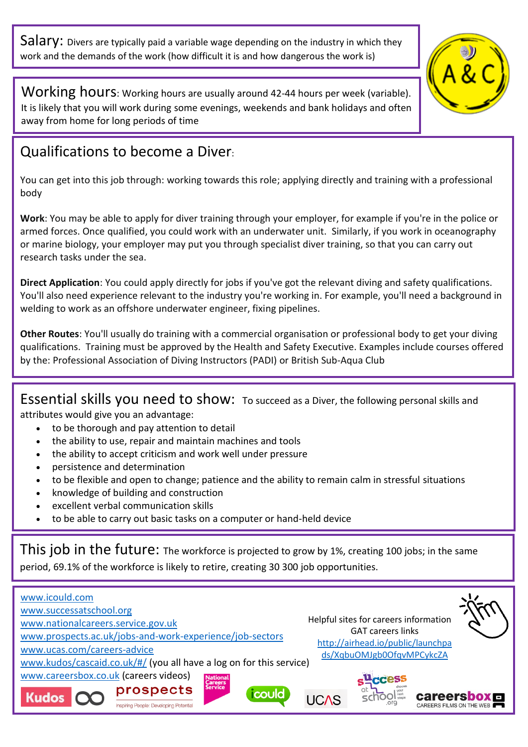**Salary:** Divers are typically paid a variable wage depending on the industry in which they work and the demands of the work (how difficult it is and how dangerous the work is)

**Working hours:** Working hours are usually around 42-44 hours per week (variable). It is likely that you will work during some evenings, weekends and bank holidays and often away from home for long periods of time

## Qualifications to become a Diver:

You can get into this job through: working towards this role; applying directly and training with a professional body

**Work**: You may be able to apply for diver training through your employer, for example if you're in the police or armed forces. Once qualified, you could work with an underwater unit. Similarly, if you work in oceanography or marine biology, your employer may put you through specialist diver training, so that you can carry out research tasks under the sea.

**Direct Application**: You could apply directly for jobs if you've got the relevant diving and safety qualifications. You'll also need experience relevant to the industry you're working in. For example, you'll need a background in welding to work as an offshore underwater engineer, fixing pipelines.

**Other Routes**: You'll usually do training with a commercial organisation or professional body to get your diving qualifications. Training must be approved by the Health and Safety Executive. Examples include courses offered by the: Professional Association of Diving Instructors (PADI) or British Sub-Aqua Club

## Essential skills you need to show:

To succeed as a Diver, the following personal skills and attributes would give you an advantage:

- to be thorough and pay attention to detail
- the ability to use, repair and maintain machines and tools
- the ability to accept criticism and work well under pressure
- persistence and determination
- to be flexible and open to change; patience and the ability to remain calm in stressful situations
- knowledge of building and construction
- excellent verbal communication skills
- to be able to carry out basic tasks on a computer or hand-held device

## This job in the future:

The workforce is projected to grow by 1%, creating 100 jobs; in the same period, 69.1% of the workforce is likely to retire, creating 30 300 job opportunities.

www.icould.com
www.successatschool.org
www.nationalcareers.service.gov.uk
www.prospects.ac.uk/jobs-and-work-experience/job-sectors
www.ucas.com/careers-advice
www.kudos/cascaid.co.uk/#/ (you all have a log on for this service)
www.careersbox.co.uk (careers videos)

Helpful sites for careers information
GAT careers links
http://airhead.io/public/launchpads/XqbuOMJgb0OfqvMPCykcZA